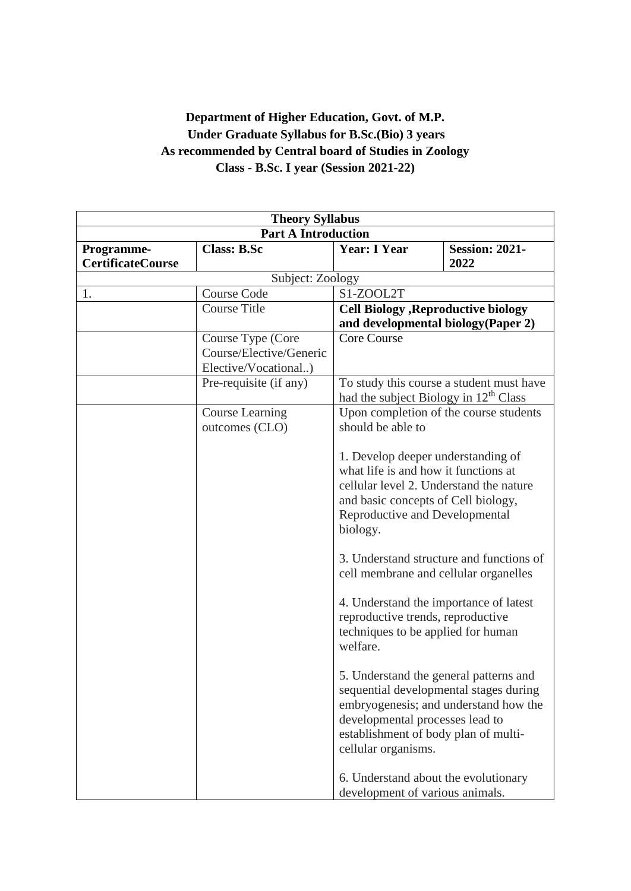**Department of Higher Education, Govt. of M.P.**
**Under Graduate Syllabus for B.Sc.(Bio) 3 years**
**As recommended by Central board of Studies in Zoology**
**Class - B.Sc. I year (Session 2021-22)**

| **Theory Syllabus** | | | |
|---|---|---|---|
| **Part A Introduction** | | | |
| **Programme- CertificateCourse** | **Class: B.Sc** | **Year: I Year** | **Session: 2021-2022** |
| Subject: Zoology | | | |
| 1. | Course Code | S1-ZOOL2T | |
| | Course Title | **Cell Biology ,Reproductive biology and developmental biology(Paper 2)** | |
| | Course Type (Core Course/Elective/Generic Elective/Vocational..) | Core Course | |
| | Pre-requisite (if any) | To study this course a student must have had the subject Biology in $12^{th}$ Class | |
| | Course Learning outcomes (CLO) | Upon completion of the course students should be able to<br><br>1. Develop deeper understanding of what life is and how it functions at cellular level 2. Understand the nature and basic concepts of Cell biology, Reproductive and Developmental biology.<br><br>3. Understand structure and functions of cell membrane and cellular organelles<br><br>4. Understand the importance of latest reproductive trends, reproductive techniques to be applied for human welfare.<br><br>5. Understand the general patterns and sequential developmental stages during embryogenesis; and understand how the developmental processes lead to establishment of body plan of multi-cellular organisms.<br><br>6. Understand about the evolutionary development of various animals. | |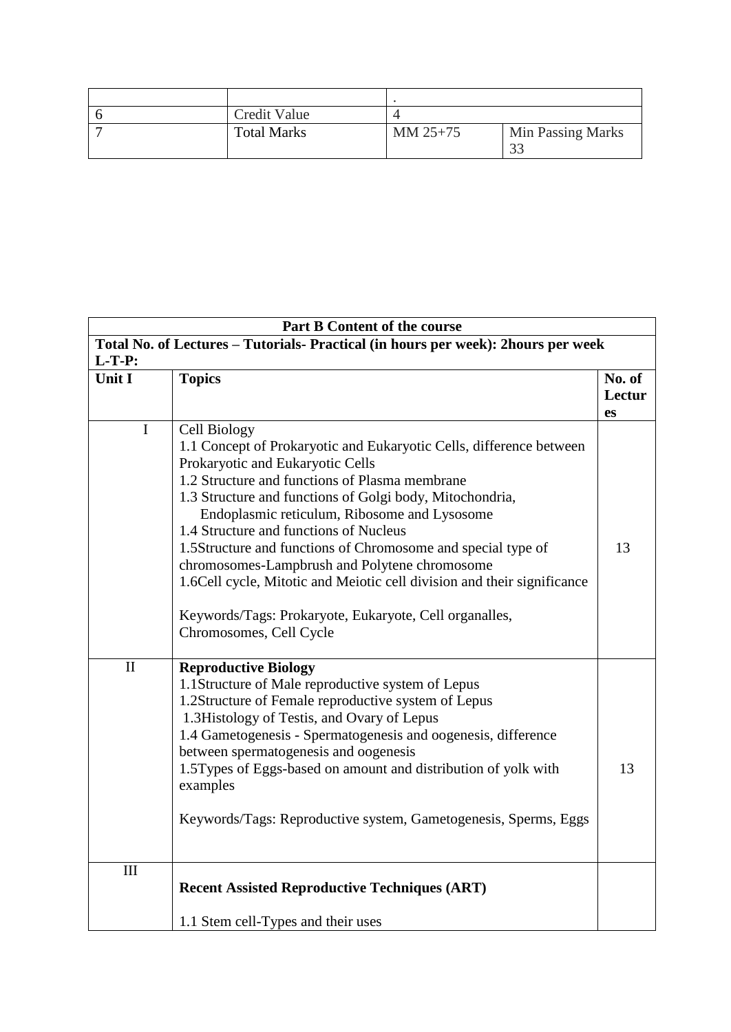|  |  | . |  |
|---|---|---|---|
| 6 | Credit Value | 4 |  |
| 7 | Total Marks | MM 25+75 | Min Passing Marks 33 |

| **Part B Content of the course** | | |
|---|---|---|
| **Total No. of Lectures – Tutorials- Practical (in hours per week): 2hours per week L-T-P:** | | |
| **Unit I** | **Topics** | **No. of Lectures** |
| I | Cell Biology<br>1.1 Concept of Prokaryotic and Eukaryotic Cells, difference between Prokaryotic and Eukaryotic Cells<br>1.2 Structure and functions of Plasma membrane<br>1.3 Structure and functions of Golgi body, Mitochondria, Endoplasmic reticulum, Ribosome and Lysosome<br>1.4 Structure and functions of Nucleus<br>1.5Structure and functions of Chromosome and special type of chromosomes-Lampbrush and Polytene chromosome<br>1.6Cell cycle, Mitotic and Meiotic cell division and their significance<br><br>Keywords/Tags: Prokaryote, Eukaryote, Cell organalles, Chromosomes, Cell Cycle | 13 |
| II | **Reproductive Biology**<br>1.1Structure of Male reproductive system of Lepus<br>1.2Structure of Female reproductive system of Lepus<br>1.3Histology of Testis, and Ovary of Lepus<br>1.4 Gametogenesis - Spermatogenesis and oogenesis, difference between spermatogenesis and oogenesis<br>1.5Types of Eggs-based on amount and distribution of yolk with examples<br><br>Keywords/Tags: Reproductive system, Gametogenesis, Sperms, Eggs | 13 |
| III | **Recent Assisted Reproductive Techniques (ART)**<br><br>1.1 Stem cell-Types and their uses | |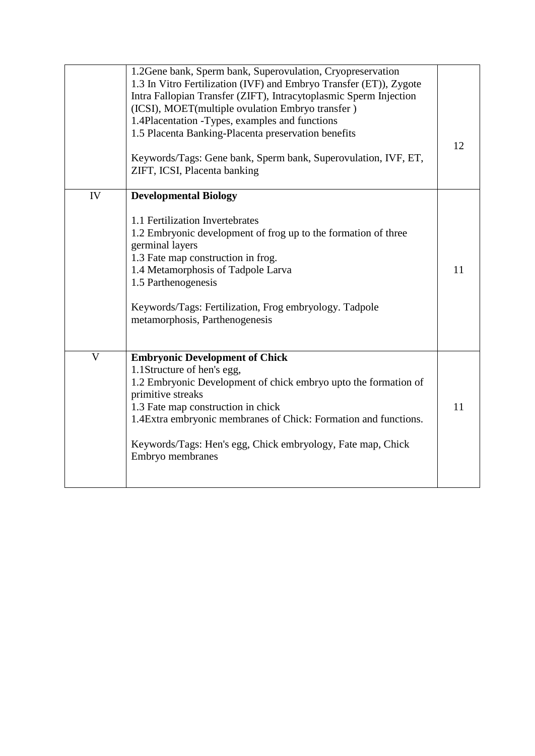| | | |
|---|---|---|
| | 1.2Gene bank, Sperm bank, Superovulation, Cryopreservation<br>1.3 In Vitro Fertilization (IVF) and Embryo Transfer (ET)), Zygote Intra Fallopian Transfer (ZIFT), Intracytoplasmic Sperm Injection (ICSI), MOET(multiple ovulation Embryo transfer )<br>1.4Placentation -Types, examples and functions<br>1.5 Placenta Banking-Placenta preservation benefits<br><br>Keywords/Tags: Gene bank, Sperm bank, Superovulation, IVF, ET, ZIFT, ICSI, Placenta banking | 12 |
| IV | **Developmental Biology**<br><br>1.1 Fertilization Invertebrates<br>1.2 Embryonic development of frog up to the formation of three germinal layers<br>1.3 Fate map construction in frog.<br>1.4 Metamorphosis of Tadpole Larva<br>1.5 Parthenogenesis<br><br>Keywords/Tags: Fertilization, Frog embryology. Tadpole metamorphosis, Parthenogenesis | 11 |
| V | **Embryonic Development of Chick**<br>1.1Structure of hen's egg,<br>1.2 Embryonic Development of chick embryo upto the formation of primitive streaks<br>1.3 Fate map construction in chick<br>1.4Extra embryonic membranes of Chick: Formation and functions.<br><br>Keywords/Tags: Hen's egg, Chick embryology, Fate map, Chick Embryo membranes | 11 |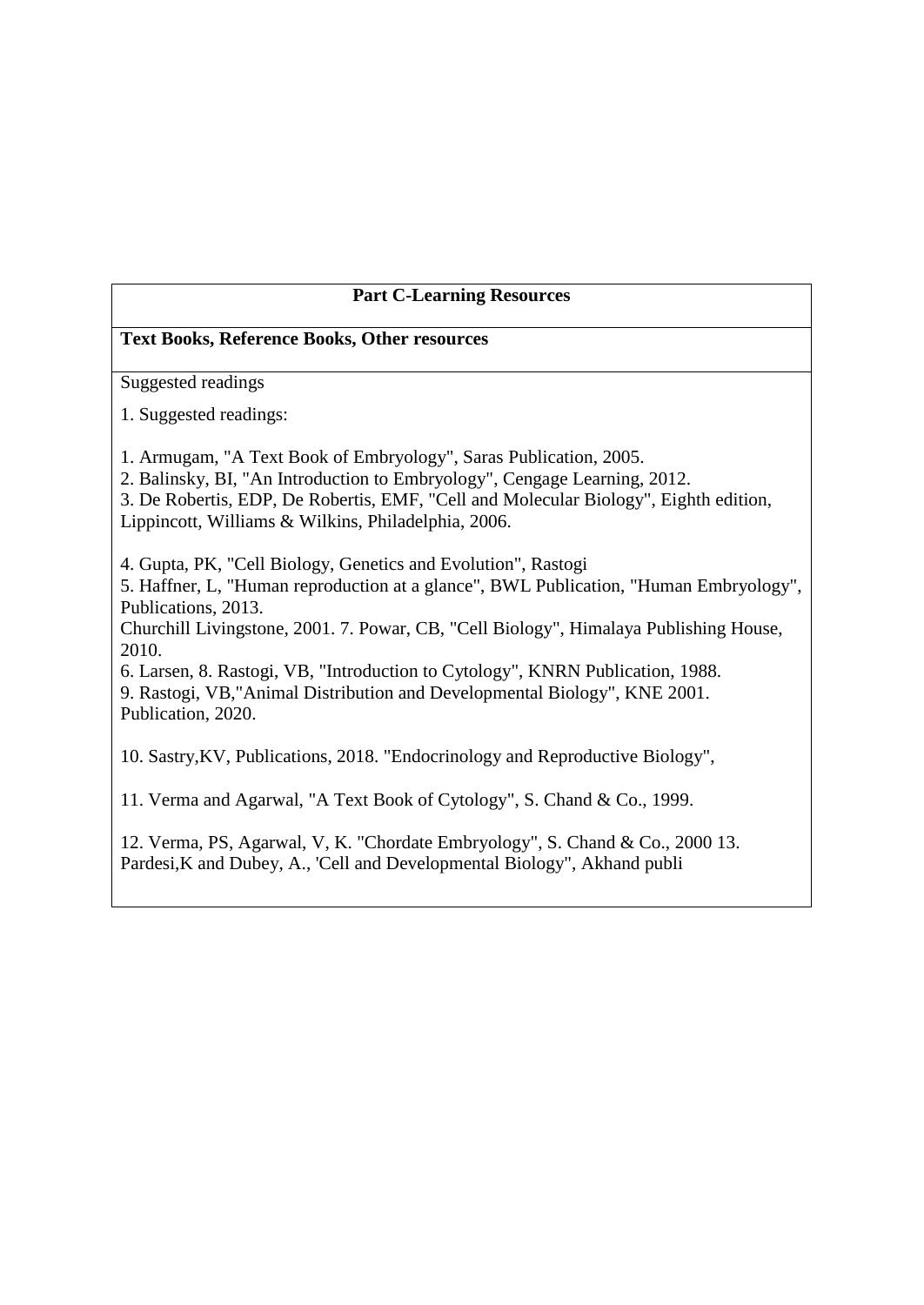**Part C-Learning Resources**

**Text Books, Reference Books, Other resources**

Suggested readings

1. Suggested readings:

1. Armugam, "A Text Book of Embryology", Saras Publication, 2005.
2. Balinsky, BI, "An Introduction to Embryology", Cengage Learning, 2012.
3. De Robertis, EDP, De Robertis, EMF, "Cell and Molecular Biology", Eighth edition, Lippincott, Williams & Wilkins, Philadelphia, 2006.

4. Gupta, PK, "Cell Biology, Genetics and Evolution", Rastogi
5. Haffner, L, "Human reproduction at a glance", BWL Publication, "Human Embryology", Publications, 2013.
Churchill Livingstone, 2001. 7. Powar, CB, "Cell Biology", Himalaya Publishing House, 2010.
6. Larsen, 8. Rastogi, VB, "Introduction to Cytology", KNRN Publication, 1988.
9. Rastogi, VB,"Animal Distribution and Developmental Biology", KNE 2001.
Publication, 2020.

10. Sastry,KV, Publications, 2018. "Endocrinology and Reproductive Biology",

11. Verma and Agarwal, "A Text Book of Cytology", S. Chand & Co., 1999.

12. Verma, PS, Agarwal, V, K. "Chordate Embryology", S. Chand & Co., 2000 13. Pardesi,K and Dubey, A., 'Cell and Developmental Biology", Akhand publi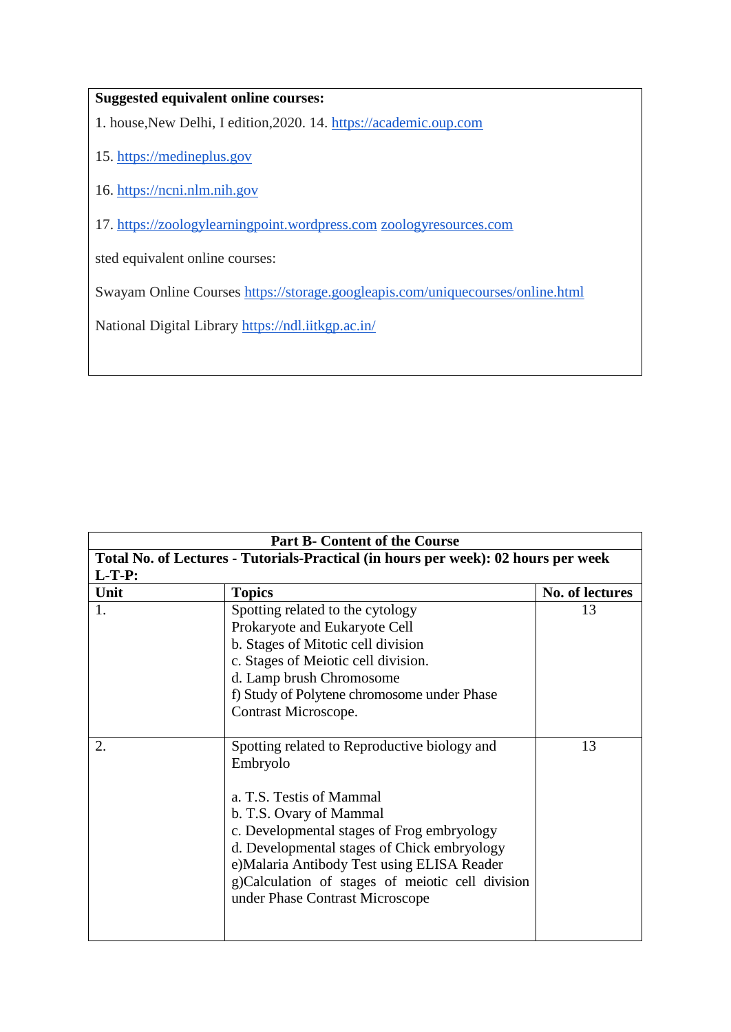**Suggested equivalent online courses:**

1. house,New Delhi, I edition,2020. 14. https://academic.oup.com

15. https://medineplus.gov

16. https://ncni.nlm.nih.gov

17. https://zoologylearningpoint.wordpress.com zoologyresources.com

sted equivalent online courses:

Swayam Online Courses https://storage.googleapis.com/uniquecourses/online.html

National Digital Library https://ndl.iitkgp.ac.in/

| **Part B- Content of the Course** | | |
|---|---|---|
| **Total No. of Lectures - Tutorials-Practical (in hours per week): 02 hours per week L-T-P:** | | |
| **Unit** | **Topics** | **No. of lectures** |
| 1. | Spotting related to the cytology<br>Prokaryote and Eukaryote Cell<br>b. Stages of Mitotic cell division<br>c. Stages of Meiotic cell division.<br>d. Lamp brush Chromosome<br>f) Study of Polytene chromosome under Phase Contrast Microscope. | 13 |
| 2. | Spotting related to Reproductive biology and Embryolo<br><br>a. T.S. Testis of Mammal<br>b. T.S. Ovary of Mammal<br>c. Developmental stages of Frog embryology<br>d. Developmental stages of Chick embryology<br>e)Malaria Antibody Test using ELISA Reader<br>g)Calculation of stages of meiotic cell division under Phase Contrast Microscope | 13 |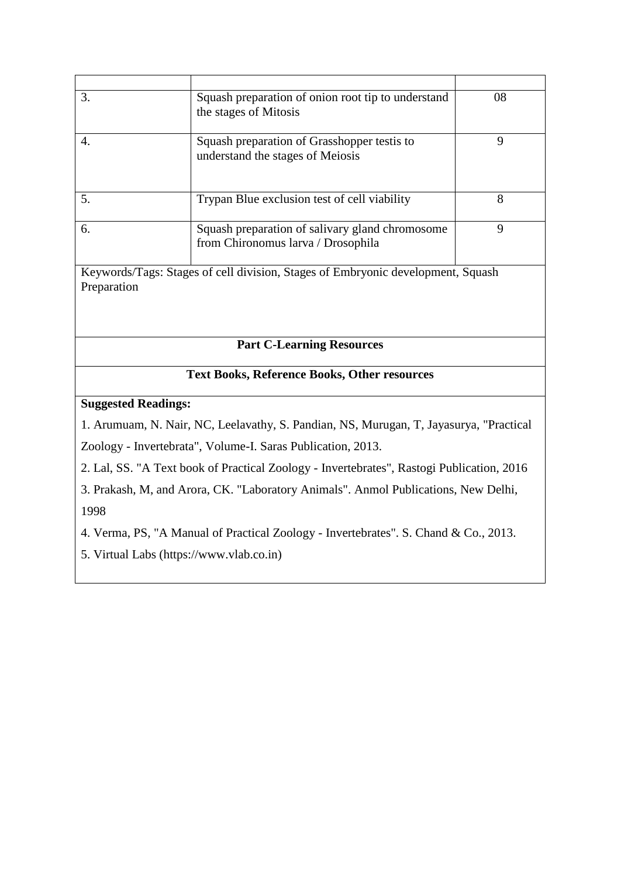| | | |
|---|---|---|
| 3. | Squash preparation of onion root tip to understand the stages of Mitosis | 08 |
| 4. | Squash preparation of Grasshopper testis to understand the stages of Meiosis | 9 |
| 5. | Trypan Blue exclusion test of cell viability | 8 |
| 6. | Squash preparation of salivary gland chromosome from Chironomus larva / Drosophila | 9 |

Keywords/Tags: Stages of cell division, Stages of Embryonic development, Squash Preparation

**Part C-Learning Resources**

**Text Books, Reference Books, Other resources**

**Suggested Readings:**

1. Arumuam, N. Nair, NC, Leelavathy, S. Pandian, NS, Murugan, T, Jayasurya, "Practical Zoology - Invertebrata", Volume-I. Saras Publication, 2013.
2. Lal, SS. "A Text book of Practical Zoology - Invertebrates", Rastogi Publication, 2016
3. Prakash, M, and Arora, CK. "Laboratory Animals". Anmol Publications, New Delhi, 1998
4. Verma, PS, "A Manual of Practical Zoology - Invertebrates". S. Chand & Co., 2013.
5. Virtual Labs (https://www.vlab.co.in)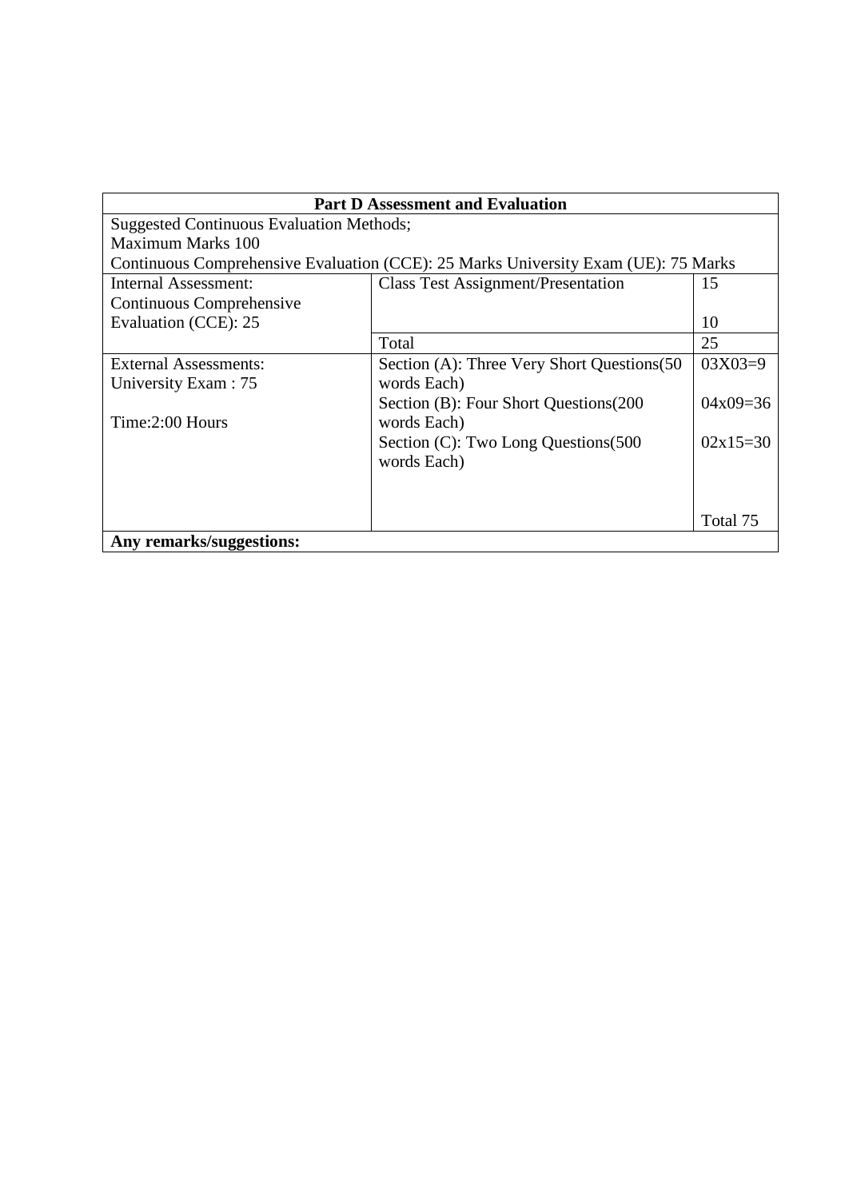| **Part D Assessment and Evaluation** | | |
|---|---|---|
| Suggested Continuous Evaluation Methods;<br>Maximum Marks 100<br>Continuous Comprehensive Evaluation (CCE): 25 Marks University Exam (UE): 75 Marks | | |
| Internal Assessment:<br>Continuous Comprehensive Evaluation (CCE): 25 | Class Test Assignment/Presentation | 15<br><br>10 |
| | Total | 25 |
| External Assessments:<br>University Exam : 75<br><br>Time:2:00 Hours | Section (A): Three Very Short Questions(50 words Each)<br>Section (B): Four Short Questions(200 words Each)<br>Section (C): Two Long Questions(500 words Each) | 03X03=9<br>04x09=36<br>02x15=30<br><br>Total 75 |
| **Any remarks/suggestions:** | | |